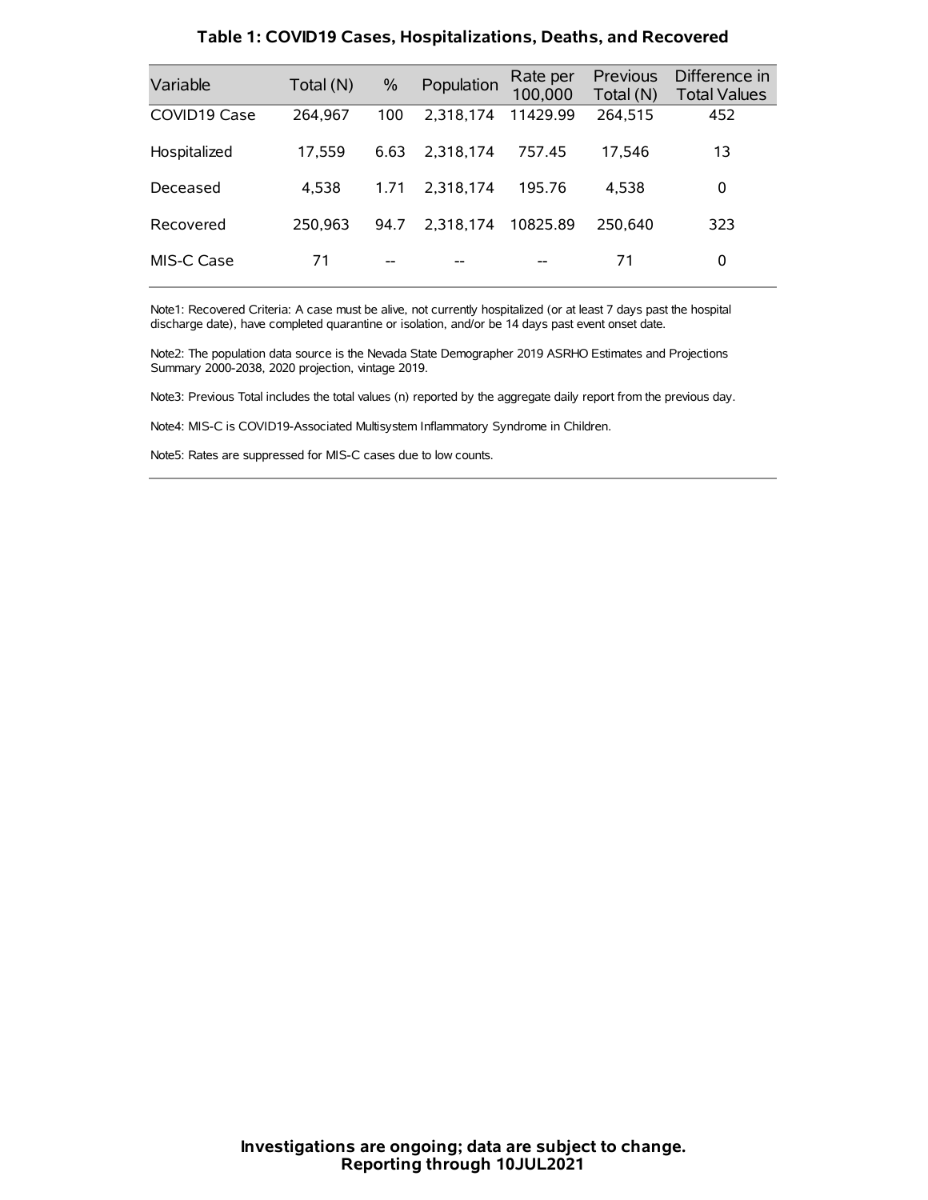## Table 1: COVID19 Cases, Hospitalizations, Deaths, and Recovered

| Variable | Total (N) | % | Population | Rate per 100,000 | Previous Total (N) | Difference in Total Values |
|---|---|---|---|---|---|---|
| COVID19 Case | 264,967 | 100 | 2,318,174 | 11429.99 | 264,515 | 452 |
| Hospitalized | 17,559 | 6.63 | 2,318,174 | 757.45 | 17,546 | 13 |
| Deceased | 4,538 | 1.71 | 2,318,174 | 195.76 | 4,538 | 0 |
| Recovered | 250,963 | 94.7 | 2,318,174 | 10825.89 | 250,640 | 323 |
| MIS-C Case | 71 | -- | -- | -- | 71 | 0 |

Note1: Recovered Criteria: A case must be alive, not currently hospitalized (or at least 7 days past the hospital discharge date), have completed quarantine or isolation, and/or be 14 days past event onset date.

Note2: The population data source is the Nevada State Demographer 2019 ASRHO Estimates and Projections Summary 2000-2038, 2020 projection, vintage 2019.

Note3: Previous Total includes the total values (n) reported by the aggregate daily report from the previous day.

Note4: MIS-C is COVID19-Associated Multisystem Inflammatory Syndrome in Children.

Note5: Rates are suppressed for MIS-C cases due to low counts.

**Investigations are ongoing; data are subject to change.**
**Reporting through 10JUL2021**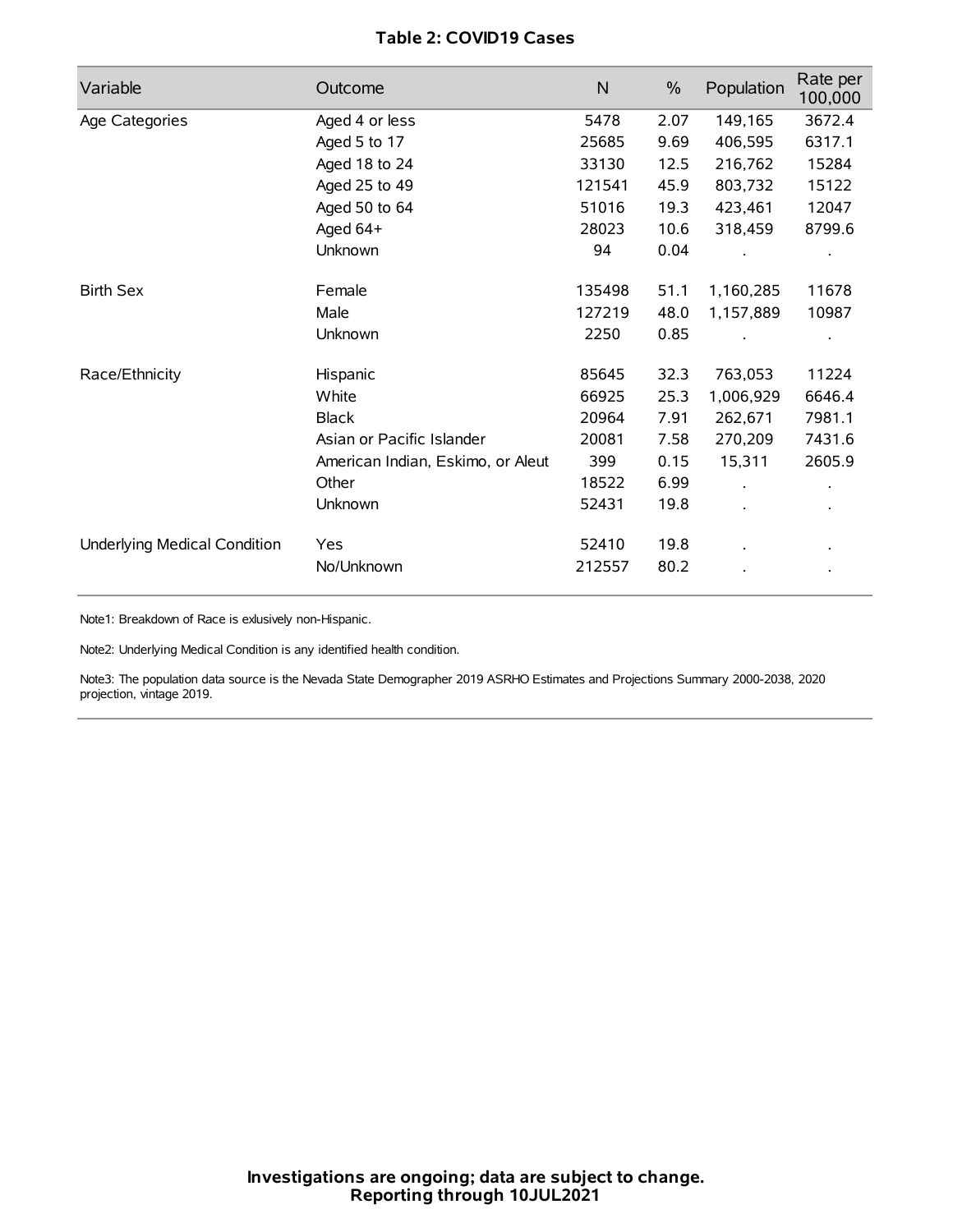**Table 2: COVID19 Cases**

| Variable | Outcome | N | % | Population | Rate per 100,000 |
|---|---|---|---|---|---|
| Age Categories | Aged 4 or less | 5478 | 2.07 | 149,165 | 3672.4 |
| | Aged 5 to 17 | 25685 | 9.69 | 406,595 | 6317.1 |
| | Aged 18 to 24 | 33130 | 12.5 | 216,762 | 15284 |
| | Aged 25 to 49 | 121541 | 45.9 | 803,732 | 15122 |
| | Aged 50 to 64 | 51016 | 19.3 | 423,461 | 12047 |
| | Aged 64+ | 28023 | 10.6 | 318,459 | 8799.6 |
| | Unknown | 94 | 0.04 | . | . |
| Birth Sex | Female | 135498 | 51.1 | 1,160,285 | 11678 |
| | Male | 127219 | 48.0 | 1,157,889 | 10987 |
| | Unknown | 2250 | 0.85 | . | . |
| Race/Ethnicity | Hispanic | 85645 | 32.3 | 763,053 | 11224 |
| | White | 66925 | 25.3 | 1,006,929 | 6646.4 |
| | Black | 20964 | 7.91 | 262,671 | 7981.1 |
| | Asian or Pacific Islander | 20081 | 7.58 | 270,209 | 7431.6 |
| | American Indian, Eskimo, or Aleut | 399 | 0.15 | 15,311 | 2605.9 |
| | Other | 18522 | 6.99 | . | . |
| | Unknown | 52431 | 19.8 | . | . |
| Underlying Medical Condition | Yes | 52410 | 19.8 | . | . |
| | No/Unknown | 212557 | 80.2 | . | . |

Note1: Breakdown of Race is exlusively non-Hispanic.

Note2: Underlying Medical Condition is any identified health condition.

Note3: The population data source is the Nevada State Demographer 2019 ASRHO Estimates and Projections Summary 2000-2038, 2020 projection, vintage 2019.

**Investigations are ongoing; data are subject to change.**
**Reporting through 10JUL2021**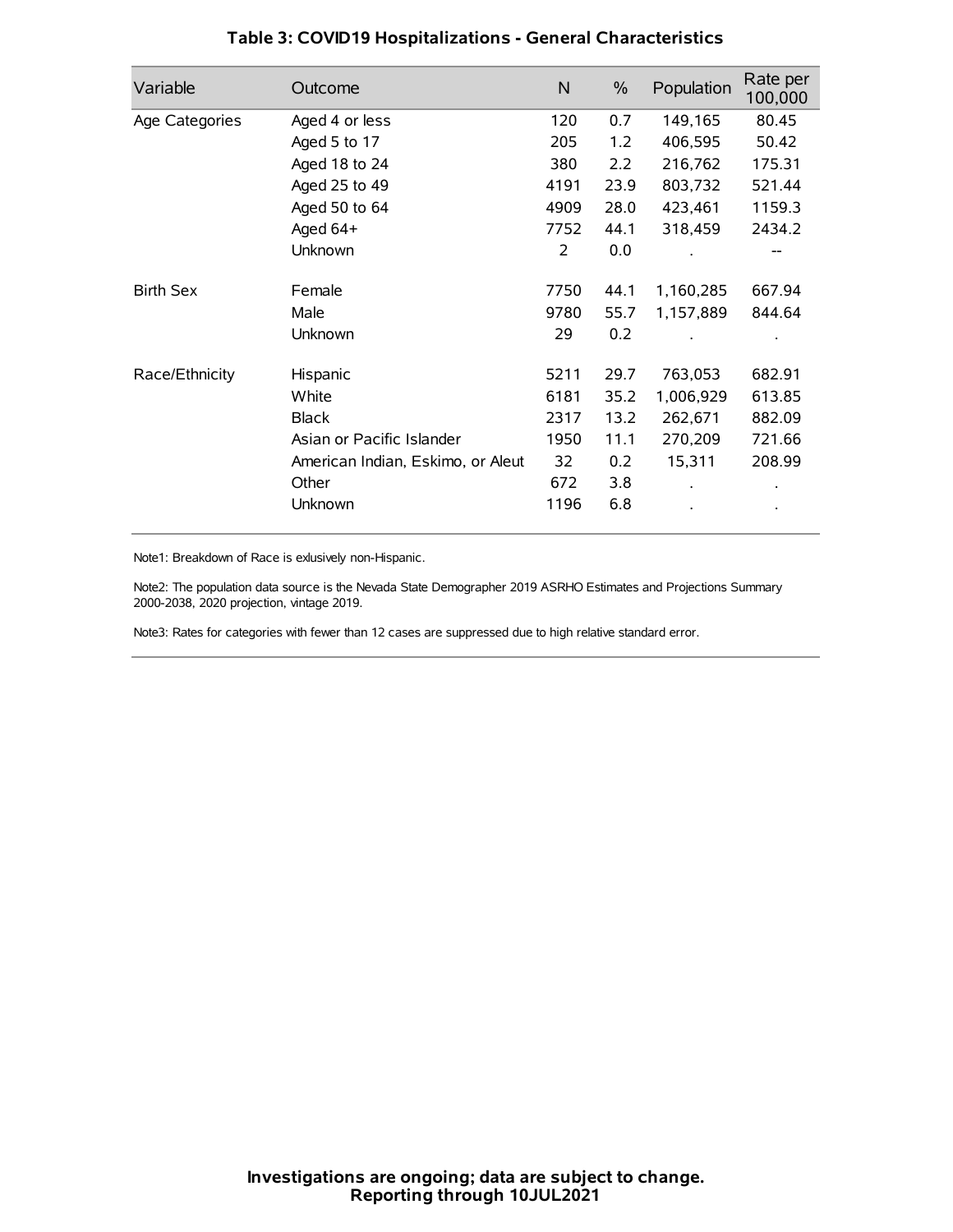## Table 3: COVID19 Hospitalizations - General Characteristics

| Variable | Outcome | N | % | Population | Rate per 100,000 |
|---|---|---|---|---|---|
| Age Categories | Aged 4 or less | 120 | 0.7 | 149,165 | 80.45 |
| | Aged 5 to 17 | 205 | 1.2 | 406,595 | 50.42 |
| | Aged 18 to 24 | 380 | 2.2 | 216,762 | 175.31 |
| | Aged 25 to 49 | 4191 | 23.9 | 803,732 | 521.44 |
| | Aged 50 to 64 | 4909 | 28.0 | 423,461 | 1159.3 |
| | Aged 64+ | 7752 | 44.1 | 318,459 | 2434.2 |
| | Unknown | 2 | 0.0 | . | -- |
| Birth Sex | Female | 7750 | 44.1 | 1,160,285 | 667.94 |
| | Male | 9780 | 55.7 | 1,157,889 | 844.64 |
| | Unknown | 29 | 0.2 | . | . |
| Race/Ethnicity | Hispanic | 5211 | 29.7 | 763,053 | 682.91 |
| | White | 6181 | 35.2 | 1,006,929 | 613.85 |
| | Black | 2317 | 13.2 | 262,671 | 882.09 |
| | Asian or Pacific Islander | 1950 | 11.1 | 270,209 | 721.66 |
| | American Indian, Eskimo, or Aleut | 32 | 0.2 | 15,311 | 208.99 |
| | Other | 672 | 3.8 | . | . |
| | Unknown | 1196 | 6.8 | . | . |

Note1: Breakdown of Race is exlusively non-Hispanic.

Note2: The population data source is the Nevada State Demographer 2019 ASRHO Estimates and Projections Summary 2000-2038, 2020 projection, vintage 2019.

Note3: Rates for categories with fewer than 12 cases are suppressed due to high relative standard error.

**Investigations are ongoing; data are subject to change.**
**Reporting through 10JUL2021**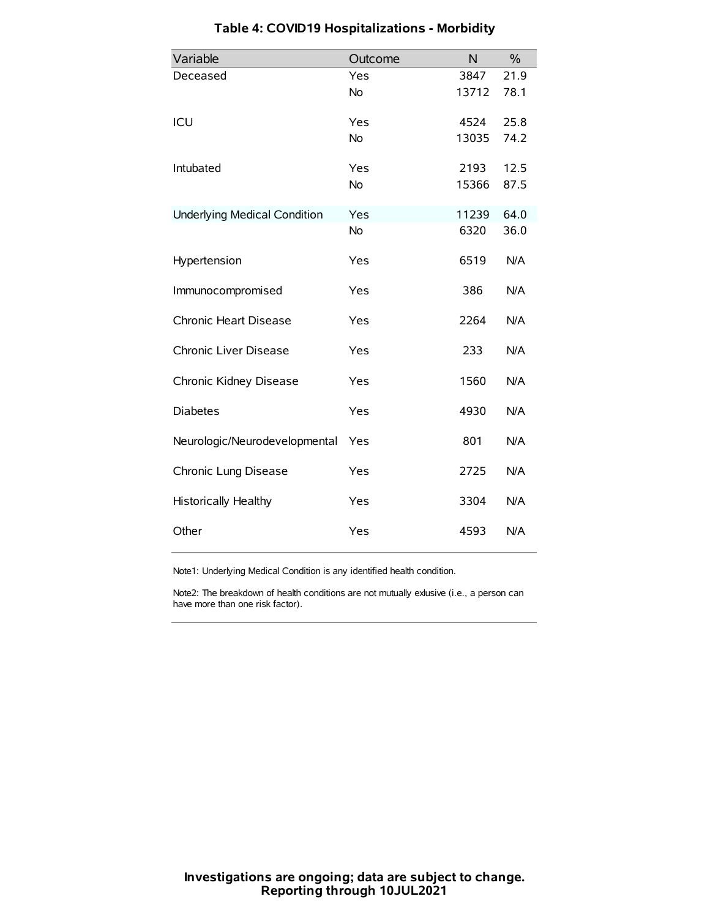# Table 4: COVID19 Hospitalizations - Morbidity

| Variable | Outcome | N | % |
|---|---|---|---|
| Deceased | Yes | 3847 | 21.9 |
| | No | 13712 | 78.1 |
| ICU | Yes | 4524 | 25.8 |
| | No | 13035 | 74.2 |
| Intubated | Yes | 2193 | 12.5 |
| | No | 15366 | 87.5 |
| Underlying Medical Condition | Yes | 11239 | 64.0 |
| | No | 6320 | 36.0 |
| Hypertension | Yes | 6519 | N/A |
| Immunocompromised | Yes | 386 | N/A |
| Chronic Heart Disease | Yes | 2264 | N/A |
| Chronic Liver Disease | Yes | 233 | N/A |
| Chronic Kidney Disease | Yes | 1560 | N/A |
| Diabetes | Yes | 4930 | N/A |
| Neurologic/Neurodevelopmental | Yes | 801 | N/A |
| Chronic Lung Disease | Yes | 2725 | N/A |
| Historically Healthy | Yes | 3304 | N/A |
| Other | Yes | 4593 | N/A |

Note1: Underlying Medical Condition is any identified health condition.

Note2: The breakdown of health conditions are not mutually exlusive (i.e., a person can have more than one risk factor).

**Investigations are ongoing; data are subject to change.**
**Reporting through 10JUL2021**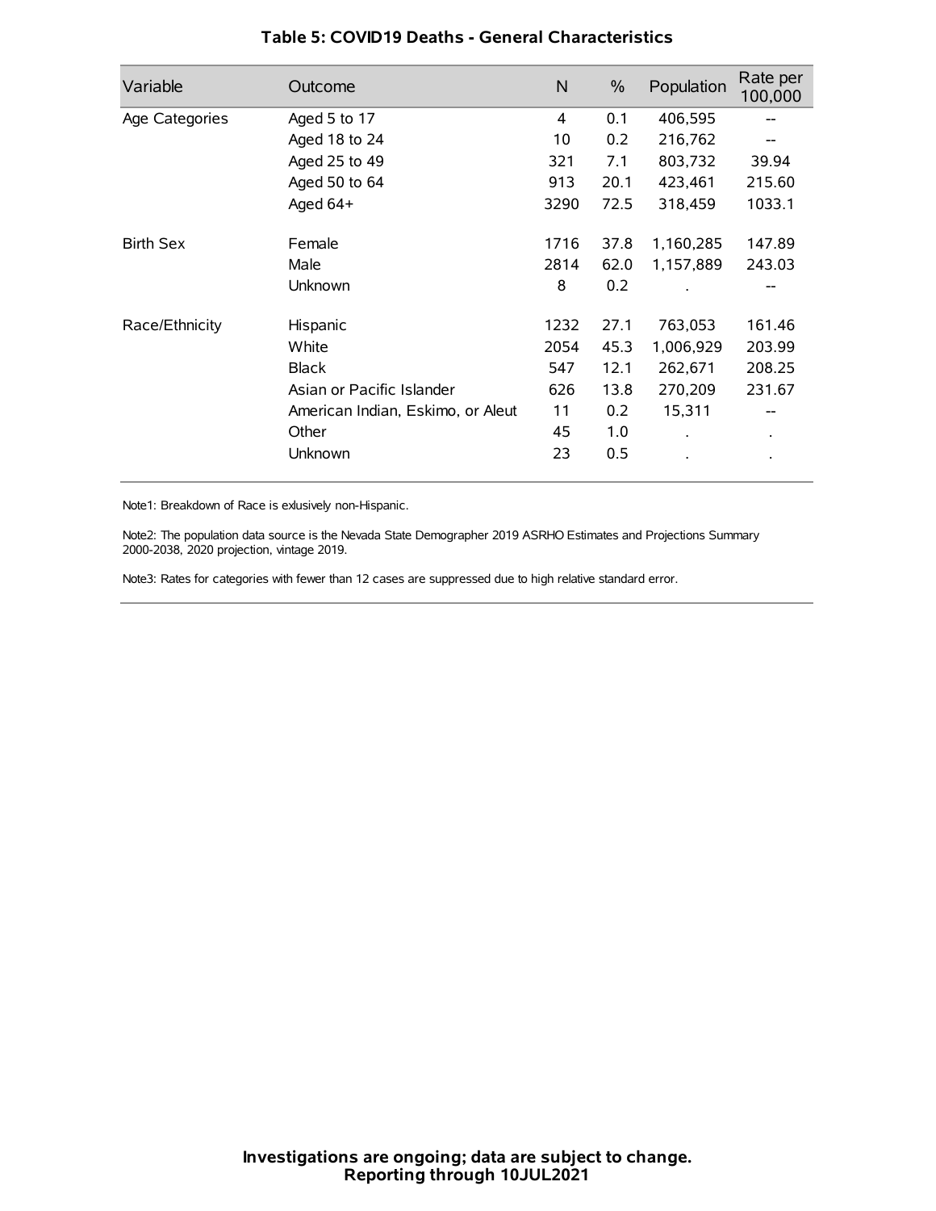# Table 5: COVID19 Deaths - General Characteristics

| Variable | Outcome | N | % | Population | Rate per 100,000 |
|---|---|---|---|---|---|
| Age Categories | Aged 5 to 17 | 4 | 0.1 | 406,595 | -- |
| | Aged 18 to 24 | 10 | 0.2 | 216,762 | -- |
| | Aged 25 to 49 | 321 | 7.1 | 803,732 | 39.94 |
| | Aged 50 to 64 | 913 | 20.1 | 423,461 | 215.60 |
| | Aged 64+ | 3290 | 72.5 | 318,459 | 1033.1 |
| Birth Sex | Female | 1716 | 37.8 | 1,160,285 | 147.89 |
| | Male | 2814 | 62.0 | 1,157,889 | 243.03 |
| | Unknown | 8 | 0.2 | . | -- |
| Race/Ethnicity | Hispanic | 1232 | 27.1 | 763,053 | 161.46 |
| | White | 2054 | 45.3 | 1,006,929 | 203.99 |
| | Black | 547 | 12.1 | 262,671 | 208.25 |
| | Asian or Pacific Islander | 626 | 13.8 | 270,209 | 231.67 |
| | American Indian, Eskimo, or Aleut | 11 | 0.2 | 15,311 | -- |
| | Other | 45 | 1.0 | . | . |
| | Unknown | 23 | 0.5 | . | . |

Note1: Breakdown of Race is exlusively non-Hispanic.

Note2: The population data source is the Nevada State Demographer 2019 ASRHO Estimates and Projections Summary 2000-2038, 2020 projection, vintage 2019.

Note3: Rates for categories with fewer than 12 cases are suppressed due to high relative standard error.

**Investigations are ongoing; data are subject to change.**
**Reporting through 10JUL2021**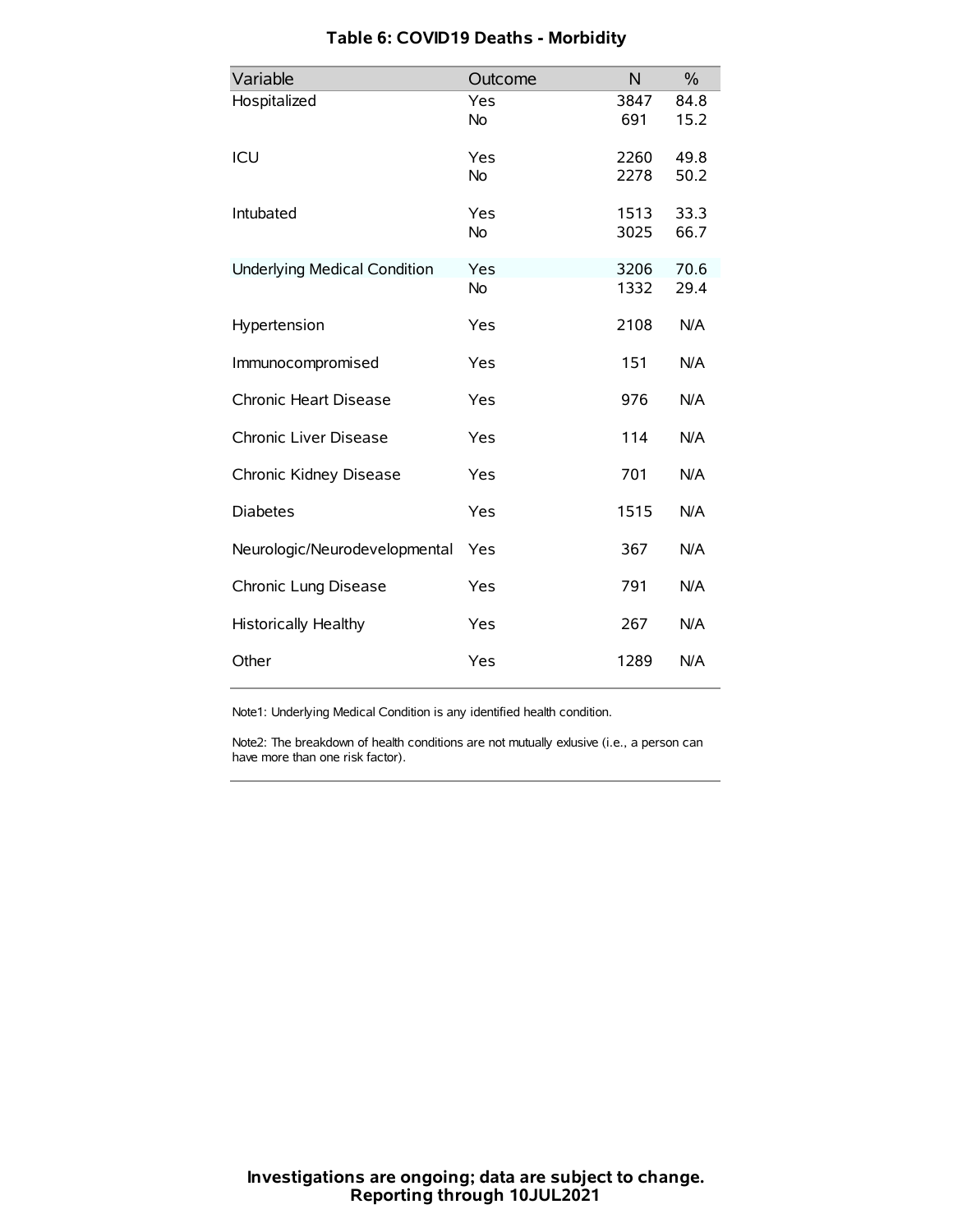**Table 6: COVID19 Deaths - Morbidity**

| Variable | Outcome | N | % |
|---|---|---|---|
| Hospitalized | Yes | 3847 | 84.8 |
| | No | 691 | 15.2 |
| ICU | Yes | 2260 | 49.8 |
| | No | 2278 | 50.2 |
| Intubated | Yes | 1513 | 33.3 |
| | No | 3025 | 66.7 |
| Underlying Medical Condition | Yes | 3206 | 70.6 |
| | No | 1332 | 29.4 |
| Hypertension | Yes | 2108 | N/A |
| Immunocompromised | Yes | 151 | N/A |
| Chronic Heart Disease | Yes | 976 | N/A |
| Chronic Liver Disease | Yes | 114 | N/A |
| Chronic Kidney Disease | Yes | 701 | N/A |
| Diabetes | Yes | 1515 | N/A |
| Neurologic/Neurodevelopmental | Yes | 367 | N/A |
| Chronic Lung Disease | Yes | 791 | N/A |
| Historically Healthy | Yes | 267 | N/A |
| Other | Yes | 1289 | N/A |

Note1: Underlying Medical Condition is any identified health condition.

Note2: The breakdown of health conditions are not mutually exlusive (i.e., a person can have more than one risk factor).

**Investigations are ongoing; data are subject to change.**
**Reporting through 10JUL2021**